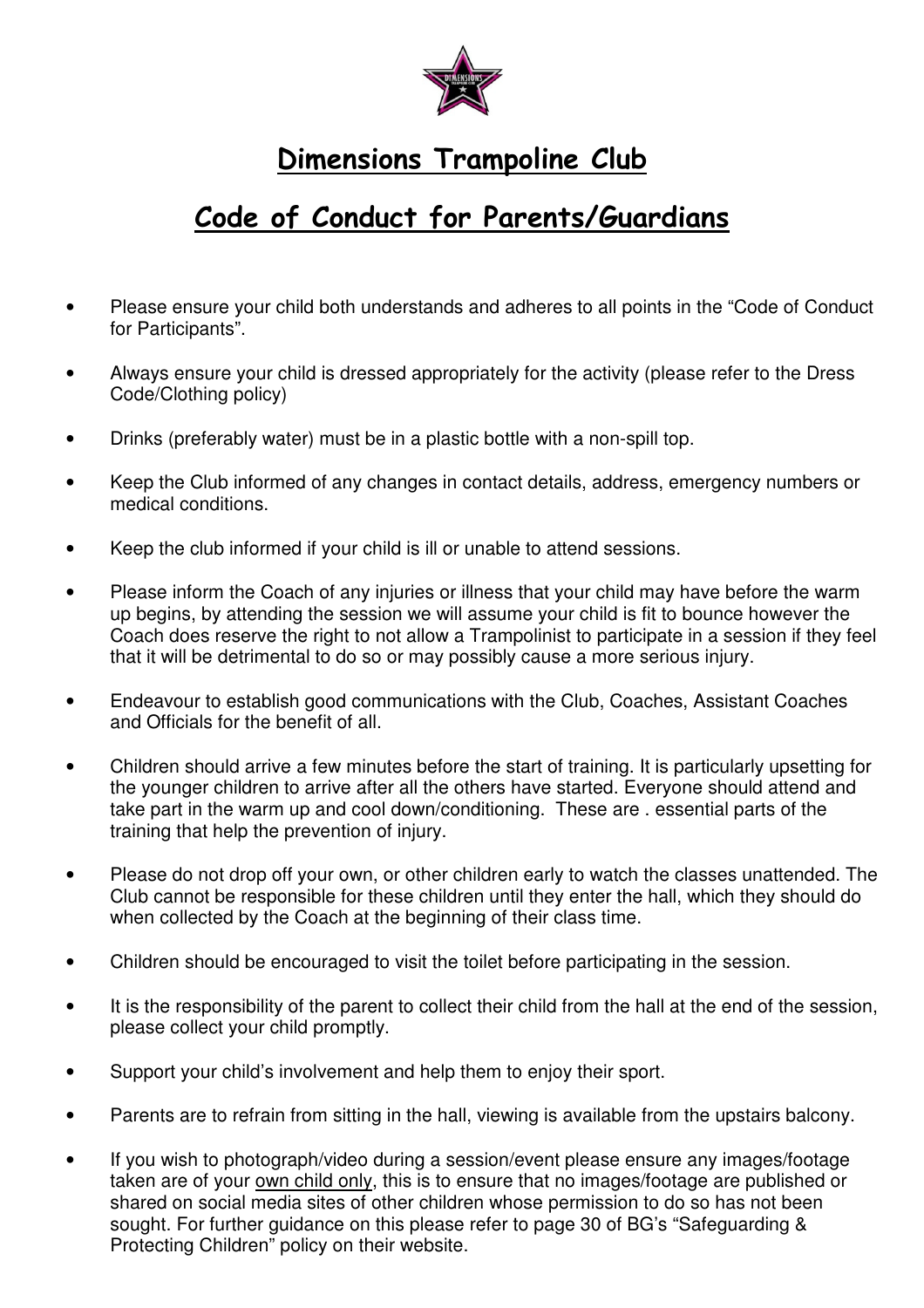# Dimensions Trampoline Club

## Code of Conduct for Parents/Guardians

- Please ensure your child both understands and adheres to all points in the "Code of Conduct for Participants".
- Always ensure your child is dressed appropriately for the activity (please refer to the Dress Code/Clothing policy)
- Drinks (preferably water) must be in a plastic bottle with a non-spill top.
- Keep the Club informed of any changes in contact details, address, emergency numbers or medical conditions.
- Keep the club informed if your child is ill or unable to attend sessions.
- Please inform the Coach of any injuries or illness that your child may have before the warm up begins, by attending the session we will assume your child is fit to bounce however the Coach does reserve the right to not allow a Trampolinist to participate in a session if they feel that it will be detrimental to do so or may possibly cause a more serious injury.
- Endeavour to establish good communications with the Club, Coaches, Assistant Coaches and Officials for the benefit of all.
- Children should arrive a few minutes before the start of training. It is particularly upsetting for the younger children to arrive after all the others have started. Everyone should attend and take part in the warm up and cool down/conditioning. These are . essential parts of the training that help the prevention of injury.
- Please do not drop off your own, or other children early to watch the classes unattended. The Club cannot be responsible for these children until they enter the hall, which they should do when collected by the Coach at the beginning of their class time.
- Children should be encouraged to visit the toilet before participating in the session.
- It is the responsibility of the parent to collect their child from the hall at the end of the session, please collect your child promptly.
- Support your child's involvement and help them to enjoy their sport.
- Parents are to refrain from sitting in the hall, viewing is available from the upstairs balcony.
- If you wish to photograph/video during a session/event please ensure any images/footage taken are of your <u>own child only</u>, this is to ensure that no images/footage are published or shared on social media sites of other children whose permission to do so has not been sought. For further guidance on this please refer to page 30 of BG's "Safeguarding & Protecting Children" policy on their website.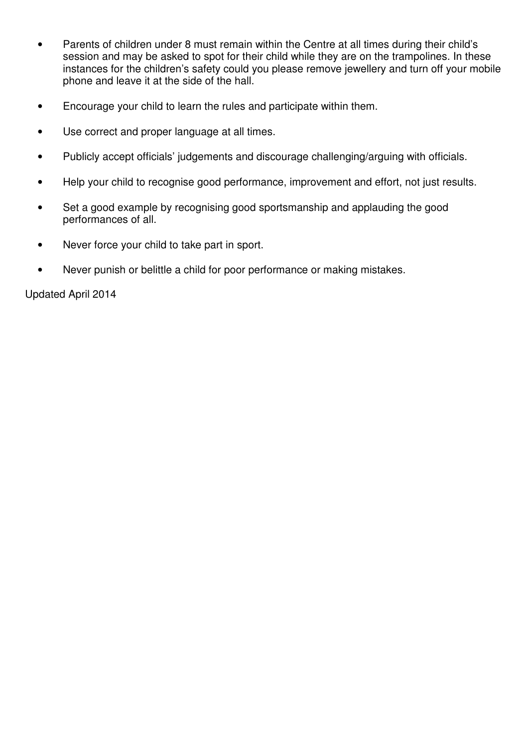- Parents of children under 8 must remain within the Centre at all times during their child's session and may be asked to spot for their child while they are on the trampolines. In these instances for the children's safety could you please remove jewellery and turn off your mobile phone and leave it at the side of the hall.
- Encourage your child to learn the rules and participate within them.
- Use correct and proper language at all times.
- Publicly accept officials' judgements and discourage challenging/arguing with officials.
- Help your child to recognise good performance, improvement and effort, not just results.
- Set a good example by recognising good sportsmanship and applauding the good performances of all.
- Never force your child to take part in sport.
- Never punish or belittle a child for poor performance or making mistakes.

Updated April 2014